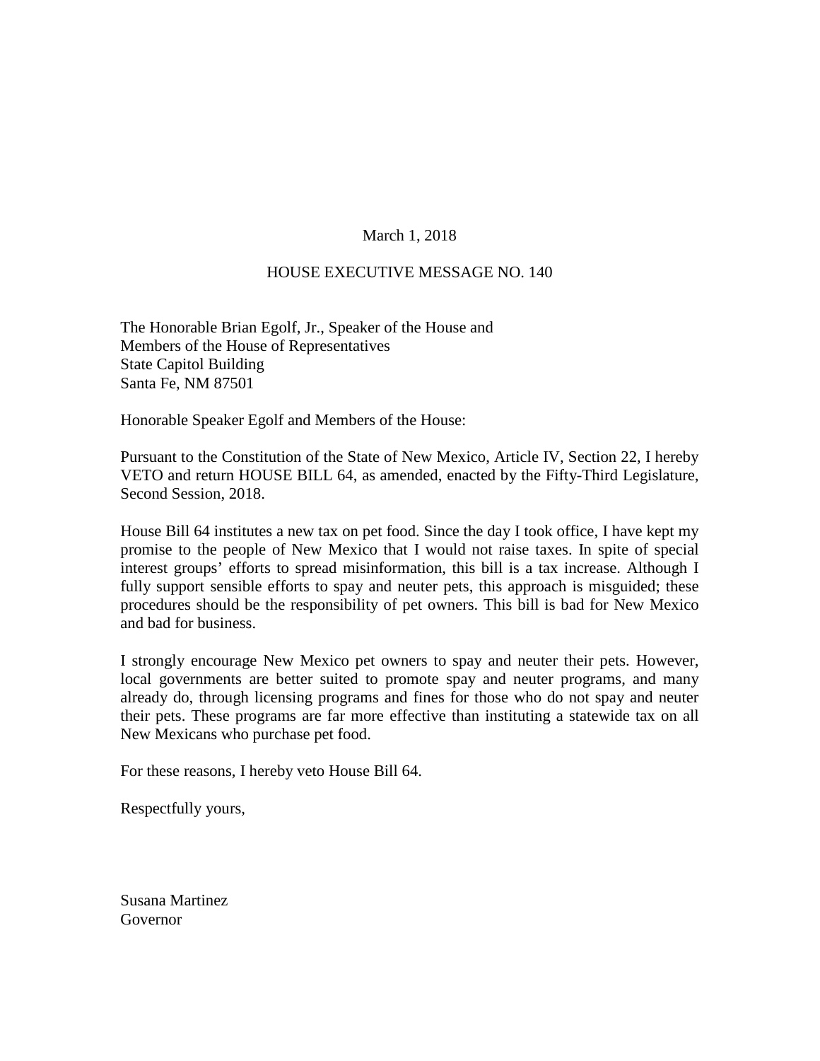March 1, 2018

HOUSE EXECUTIVE MESSAGE NO. 140

The Honorable Brian Egolf, Jr., Speaker of the House and
Members of the House of Representatives
State Capitol Building
Santa Fe, NM 87501

Honorable Speaker Egolf and Members of the House:

Pursuant to the Constitution of the State of New Mexico, Article IV, Section 22, I hereby VETO and return HOUSE BILL 64, as amended, enacted by the Fifty-Third Legislature, Second Session, 2018.

House Bill 64 institutes a new tax on pet food. Since the day I took office, I have kept my promise to the people of New Mexico that I would not raise taxes. In spite of special interest groups' efforts to spread misinformation, this bill is a tax increase. Although I fully support sensible efforts to spay and neuter pets, this approach is misguided; these procedures should be the responsibility of pet owners. This bill is bad for New Mexico and bad for business.

I strongly encourage New Mexico pet owners to spay and neuter their pets. However, local governments are better suited to promote spay and neuter programs, and many already do, through licensing programs and fines for those who do not spay and neuter their pets. These programs are far more effective than instituting a statewide tax on all New Mexicans who purchase pet food.

For these reasons, I hereby veto House Bill 64.

Respectfully yours,

Susana Martinez
Governor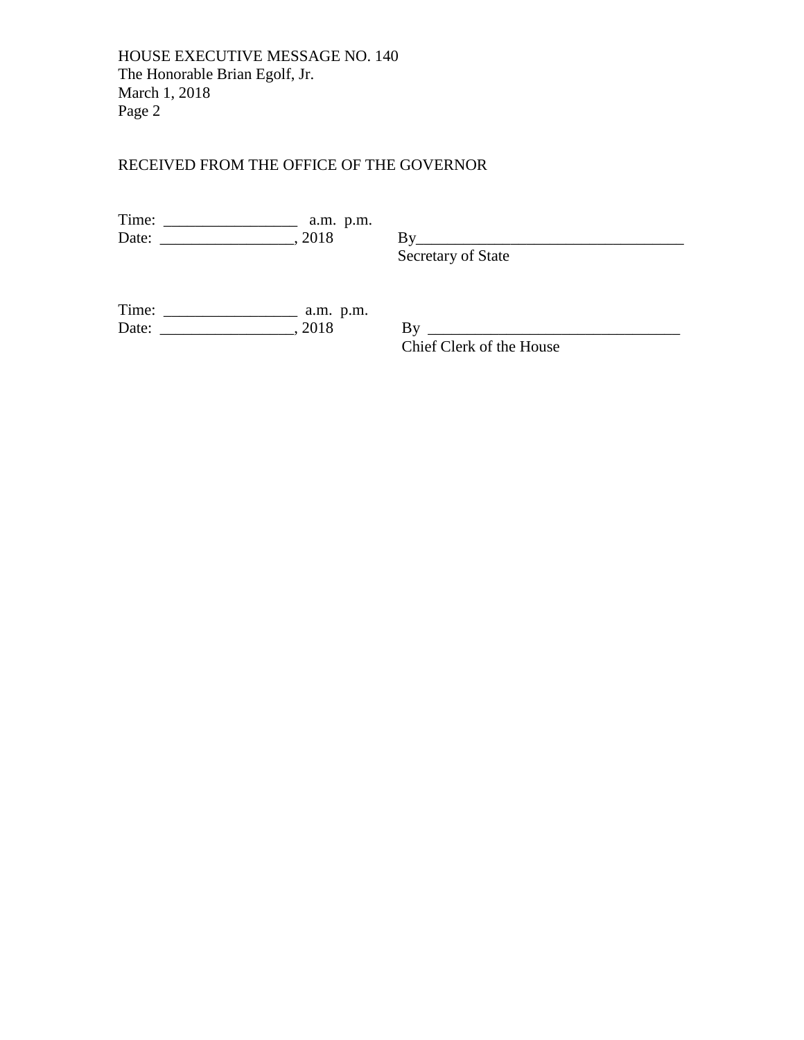RECEIVED FROM THE OFFICE OF THE GOVERNOR

Time: _________________ a.m. p.m.
Date: _________________, 2018 By___________________________________
Secretary of State

Time: _________________ a.m. p.m.
Date: _________________, 2018 By _________________________________
Chief Clerk of the House